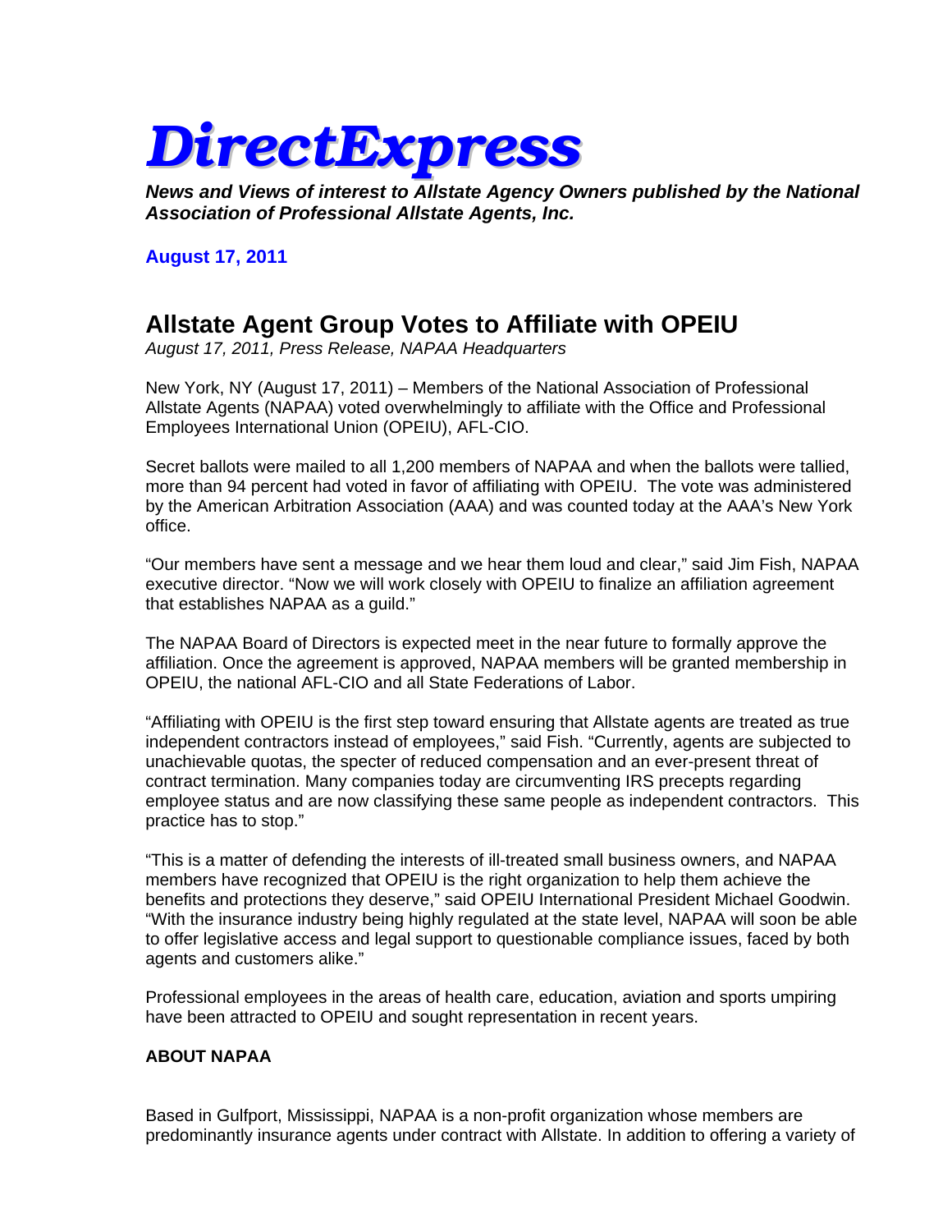# DirectExpress

***News and Views of interest to Allstate Agency Owners published by the National Association of Professional Allstate Agents, Inc.***

**August 17, 2011**

## Allstate Agent Group Votes to Affiliate with OPEIU

*August 17, 2011, Press Release, NAPAA Headquarters*

New York, NY (August 17, 2011) – Members of the National Association of Professional Allstate Agents (NAPAA) voted overwhelmingly to affiliate with the Office and Professional Employees International Union (OPEIU), AFL-CIO.

Secret ballots were mailed to all 1,200 members of NAPAA and when the ballots were tallied, more than 94 percent had voted in favor of affiliating with OPEIU. The vote was administered by the American Arbitration Association (AAA) and was counted today at the AAA's New York office.

"Our members have sent a message and we hear them loud and clear," said Jim Fish, NAPAA executive director. "Now we will work closely with OPEIU to finalize an affiliation agreement that establishes NAPAA as a guild."

The NAPAA Board of Directors is expected meet in the near future to formally approve the affiliation. Once the agreement is approved, NAPAA members will be granted membership in OPEIU, the national AFL-CIO and all State Federations of Labor.

"Affiliating with OPEIU is the first step toward ensuring that Allstate agents are treated as true independent contractors instead of employees," said Fish. "Currently, agents are subjected to unachievable quotas, the specter of reduced compensation and an ever-present threat of contract termination. Many companies today are circumventing IRS precepts regarding employee status and are now classifying these same people as independent contractors. This practice has to stop."

"This is a matter of defending the interests of ill-treated small business owners, and NAPAA members have recognized that OPEIU is the right organization to help them achieve the benefits and protections they deserve," said OPEIU International President Michael Goodwin. "With the insurance industry being highly regulated at the state level, NAPAA will soon be able to offer legislative access and legal support to questionable compliance issues, faced by both agents and customers alike."

Professional employees in the areas of health care, education, aviation and sports umpiring have been attracted to OPEIU and sought representation in recent years.

**ABOUT NAPAA**

Based in Gulfport, Mississippi, NAPAA is a non-profit organization whose members are predominantly insurance agents under contract with Allstate. In addition to offering a variety of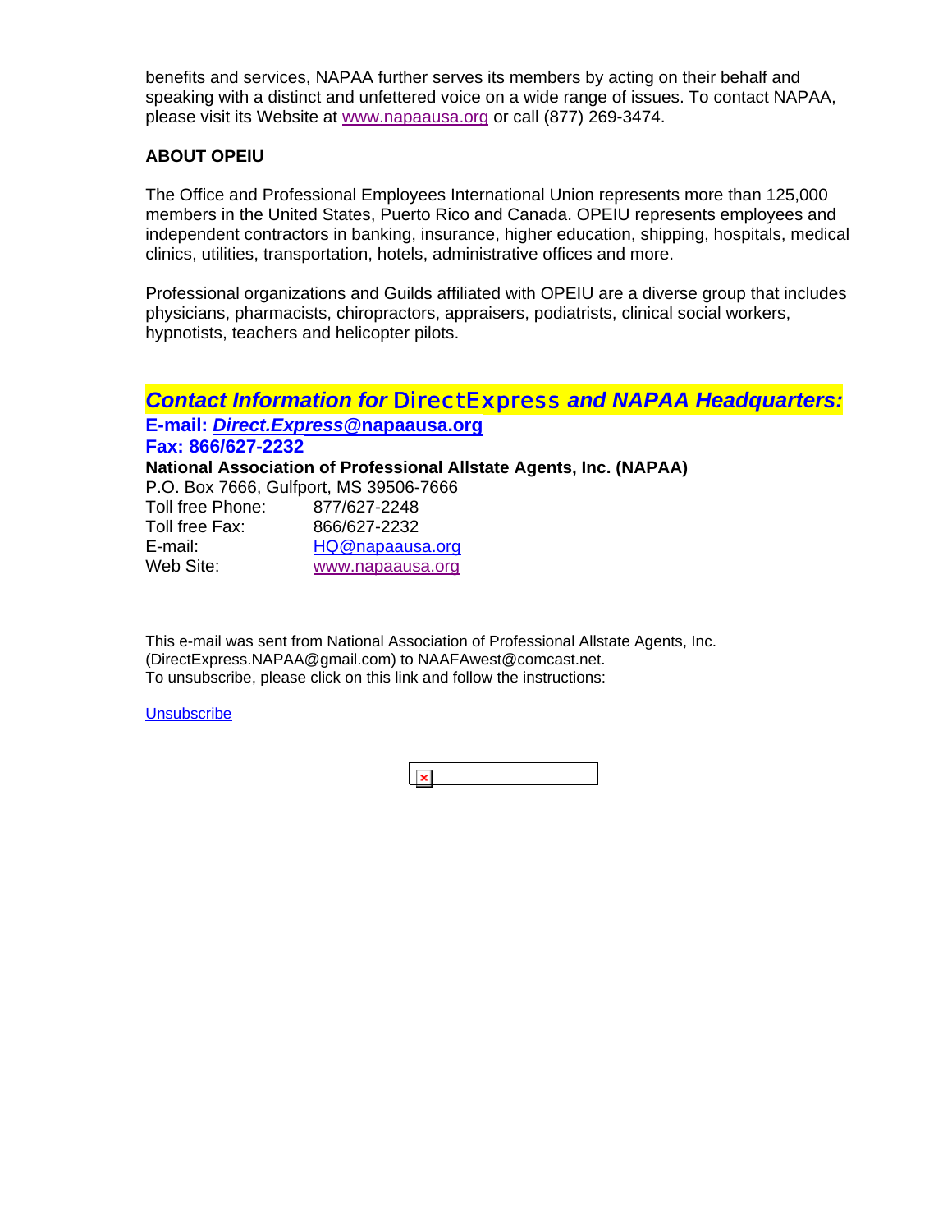benefits and services, NAPAA further serves its members by acting on their behalf and speaking with a distinct and unfettered voice on a wide range of issues. To contact NAPAA, please visit its Website at www.napaausa.org or call (877) 269-3474.

**ABOUT OPEIU**

The Office and Professional Employees International Union represents more than 125,000 members in the United States, Puerto Rico and Canada. OPEIU represents employees and independent contractors in banking, insurance, higher education, shipping, hospitals, medical clinics, utilities, transportation, hotels, administrative offices and more.

Professional organizations and Guilds affiliated with OPEIU are a diverse group that includes physicians, pharmacists, chiropractors, appraisers, podiatrists, clinical social workers, hypnotists, teachers and helicopter pilots.

***Contact Information for DirectExpress and NAPAA Headquarters:***

**E-mail: *Direct.Express*@napaausa.org**

**Fax: 866/627-2232**

**National Association of Professional Allstate Agents, Inc. (NAPAA)**

P.O. Box 7666, Gulfport, MS 39506-7666

| | |
|---|---|
| Toll free Phone: | 877/627-2248 |
| Toll free Fax: | 866/627-2232 |
| E-mail: | HQ@napaausa.org |
| Web Site: | www.napaausa.org |

This e-mail was sent from National Association of Professional Allstate Agents, Inc. (DirectExpress.NAPAA@gmail.com) to NAAFAwest@comcast.net.
To unsubscribe, please click on this link and follow the instructions:

Unsubscribe